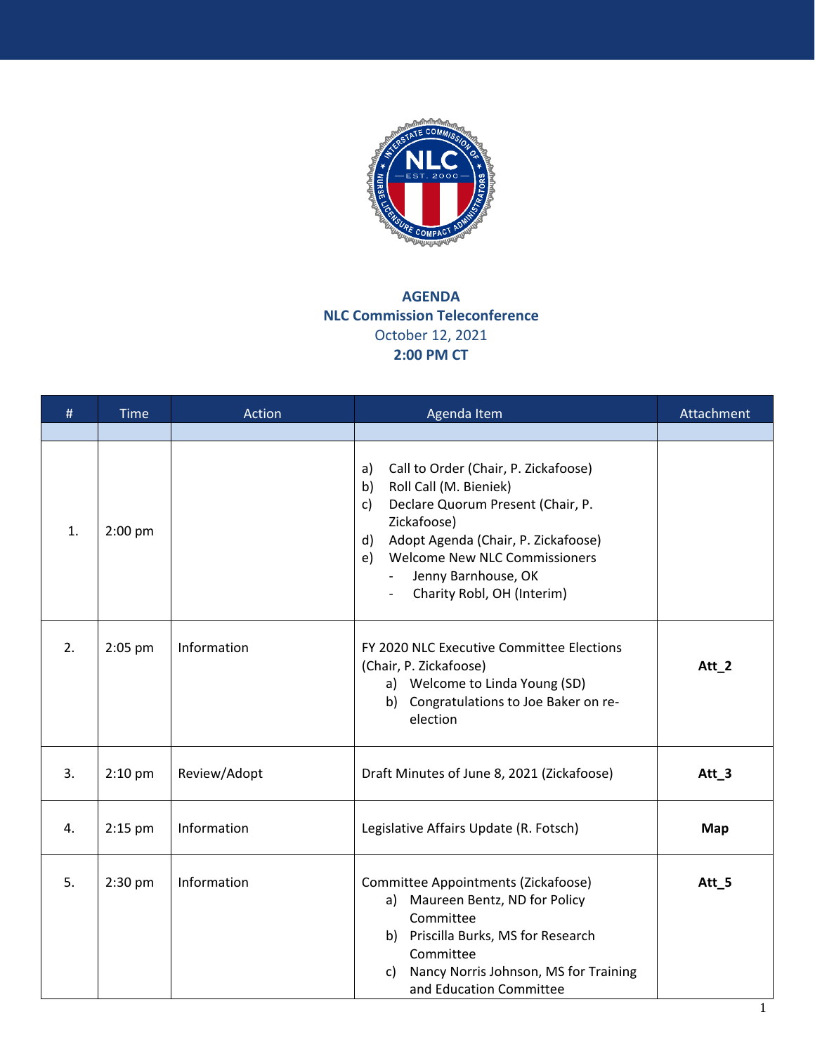**AGENDA**
**NLC Commission Teleconference**
October 12, 2021
**2:00 PM CT**

| # | Time | Action | Agenda Item | Attachment |
|---|---|---|---|---|
| | | | | |
| 1. | 2:00 pm | | a) Call to Order (Chair, P. Zickafoose)<br>b) Roll Call (M. Bieniek)<br>c) Declare Quorum Present (Chair, P. Zickafoose)<br>d) Adopt Agenda (Chair, P. Zickafoose)<br>e) Welcome New NLC Commissioners<br>- Jenny Barnhouse, OK<br>- Charity Robl, OH (Interim) | |
| 2. | 2:05 pm | Information | FY 2020 NLC Executive Committee Elections (Chair, P. Zickafoose)<br>a) Welcome to Linda Young (SD)<br>b) Congratulations to Joe Baker on re-election | **Att_2** |
| 3. | 2:10 pm | Review/Adopt | Draft Minutes of June 8, 2021 (Zickafoose) | **Att_3** |
| 4. | 2:15 pm | Information | Legislative Affairs Update (R. Fotsch) | **Map** |
| 5. | 2:30 pm | Information | Committee Appointments (Zickafoose)<br>a) Maureen Bentz, ND for Policy Committee<br>b) Priscilla Burks, MS for Research Committee<br>c) Nancy Norris Johnson, MS for Training and Education Committee | **Att_5** |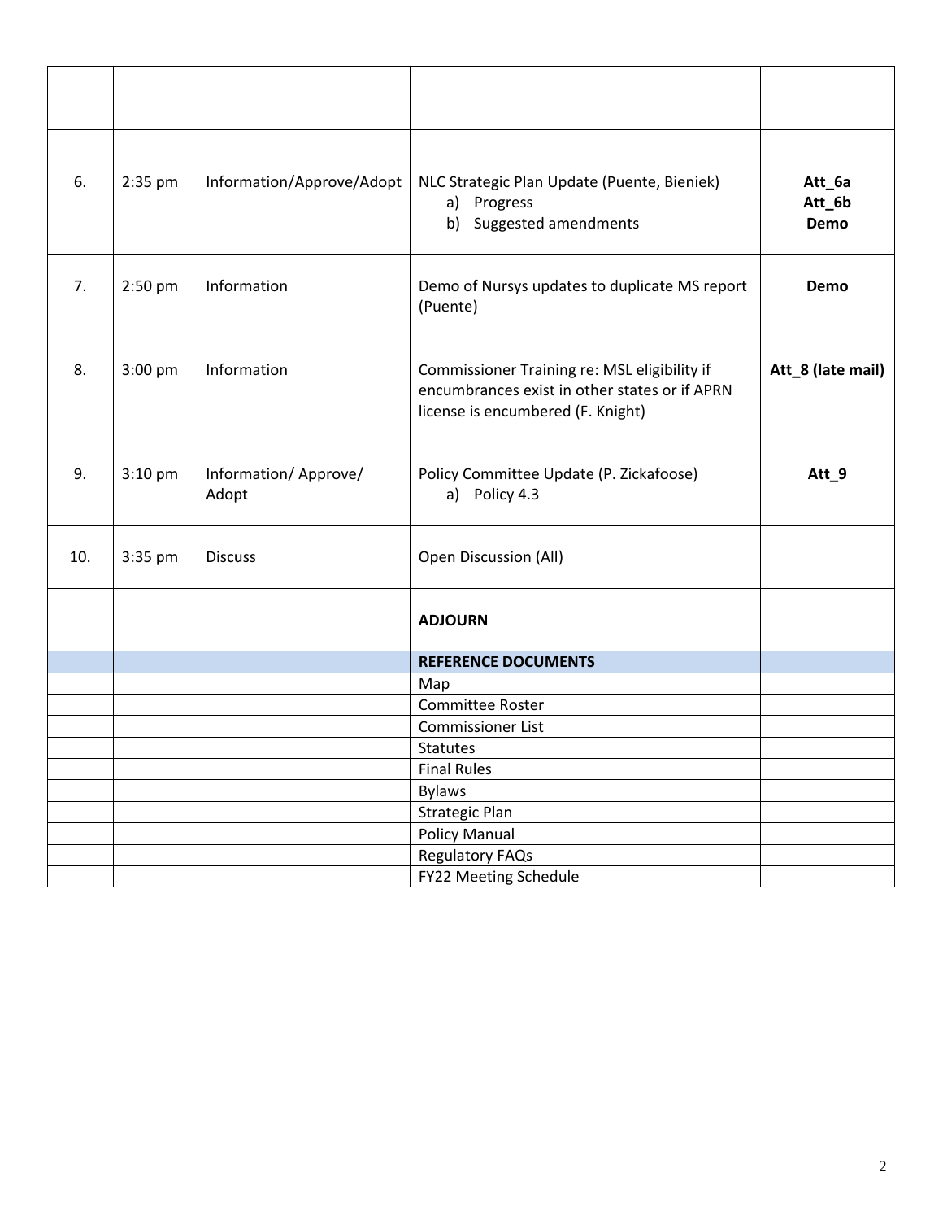| | | | | |
|---|---|---|---|---|
| | | | | |
| 6. | 2:35 pm | Information/Approve/Adopt | NLC Strategic Plan Update (Puente, Bieniek)<br>a) Progress<br>b) Suggested amendments | **Att_6a**<br>**Att_6b**<br>**Demo** |
| 7. | 2:50 pm | Information | Demo of Nursys updates to duplicate MS report (Puente) | **Demo** |
| 8. | 3:00 pm | Information | Commissioner Training re: MSL eligibility if encumbrances exist in other states or if APRN license is encumbered (F. Knight) | **Att_8 (late mail)** |
| 9. | 3:10 pm | Information/ Approve/ Adopt | Policy Committee Update (P. Zickafoose)<br>a) Policy 4.3 | **Att_9** |
| 10. | 3:35 pm | Discuss | Open Discussion (All) | |
| | | | **ADJOURN** | |
| | | | **REFERENCE DOCUMENTS** | |
| | | | Map | |
| | | | Committee Roster | |
| | | | Commissioner List | |
| | | | Statutes | |
| | | | Final Rules | |
| | | | Bylaws | |
| | | | Strategic Plan | |
| | | | Policy Manual | |
| | | | Regulatory FAQs | |
| | | | FY22 Meeting Schedule | |